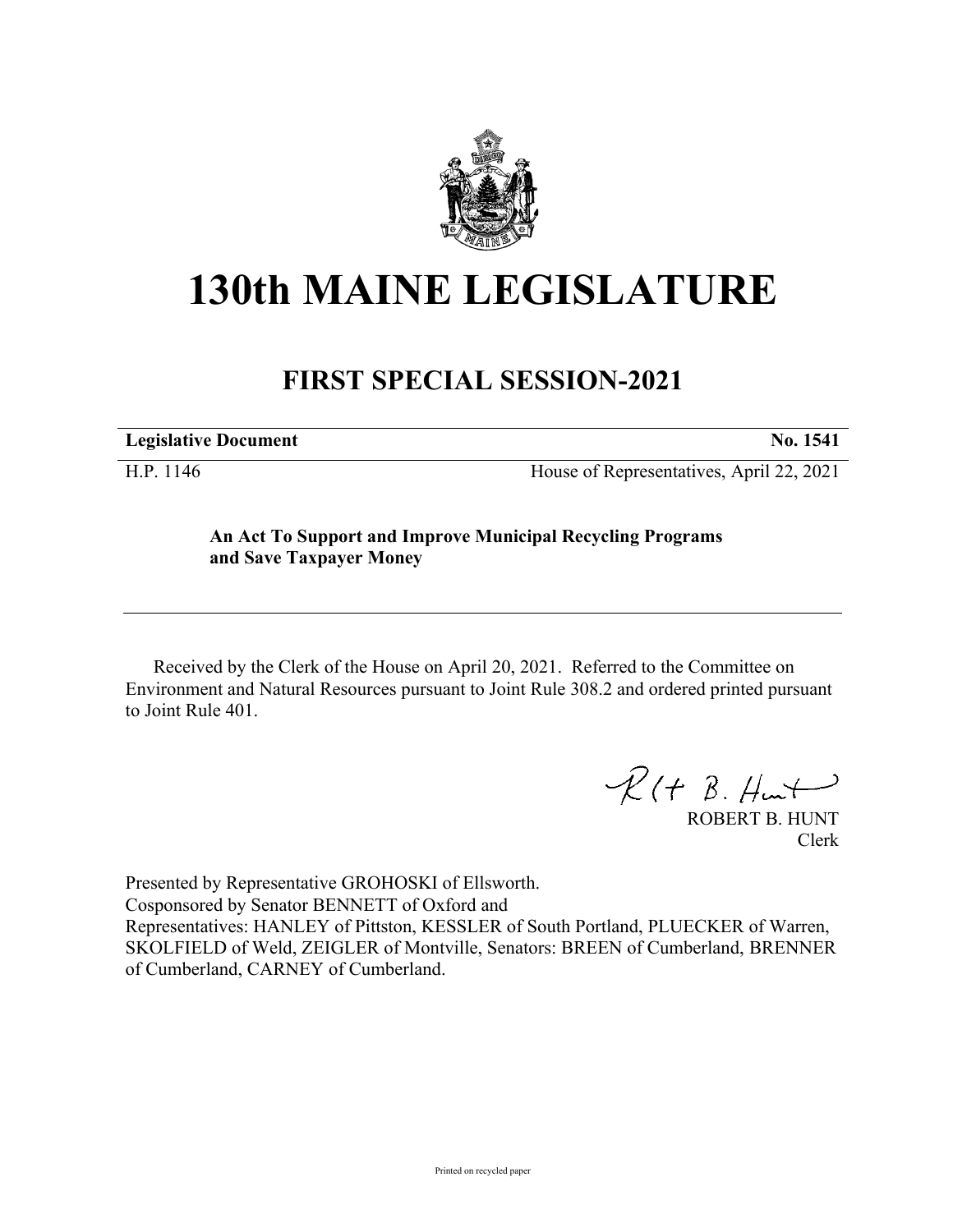# 130th MAINE LEGISLATURE

## FIRST SPECIAL SESSION-2021

| **Legislative Document** | **No. 1541** |
|---|---|
| H.P. 1146 | House of Representatives, April 22, 2021 |

**An Act To Support and Improve Municipal Recycling Programs and Save Taxpayer Money**

Received by the Clerk of the House on April 20, 2021. Referred to the Committee on Environment and Natural Resources pursuant to Joint Rule 308.2 and ordered printed pursuant to Joint Rule 401.

ROBERT B. HUNT
Clerk

Presented by Representative GROHOSKI of Ellsworth.
Cosponsored by Senator BENNETT of Oxford and
Representatives: HANLEY of Pittston, KESSLER of South Portland, PLUECKER of Warren, SKOLFIELD of Weld, ZEIGLER of Montville, Senators: BREEN of Cumberland, BRENNER of Cumberland, CARNEY of Cumberland.

Printed on recycled paper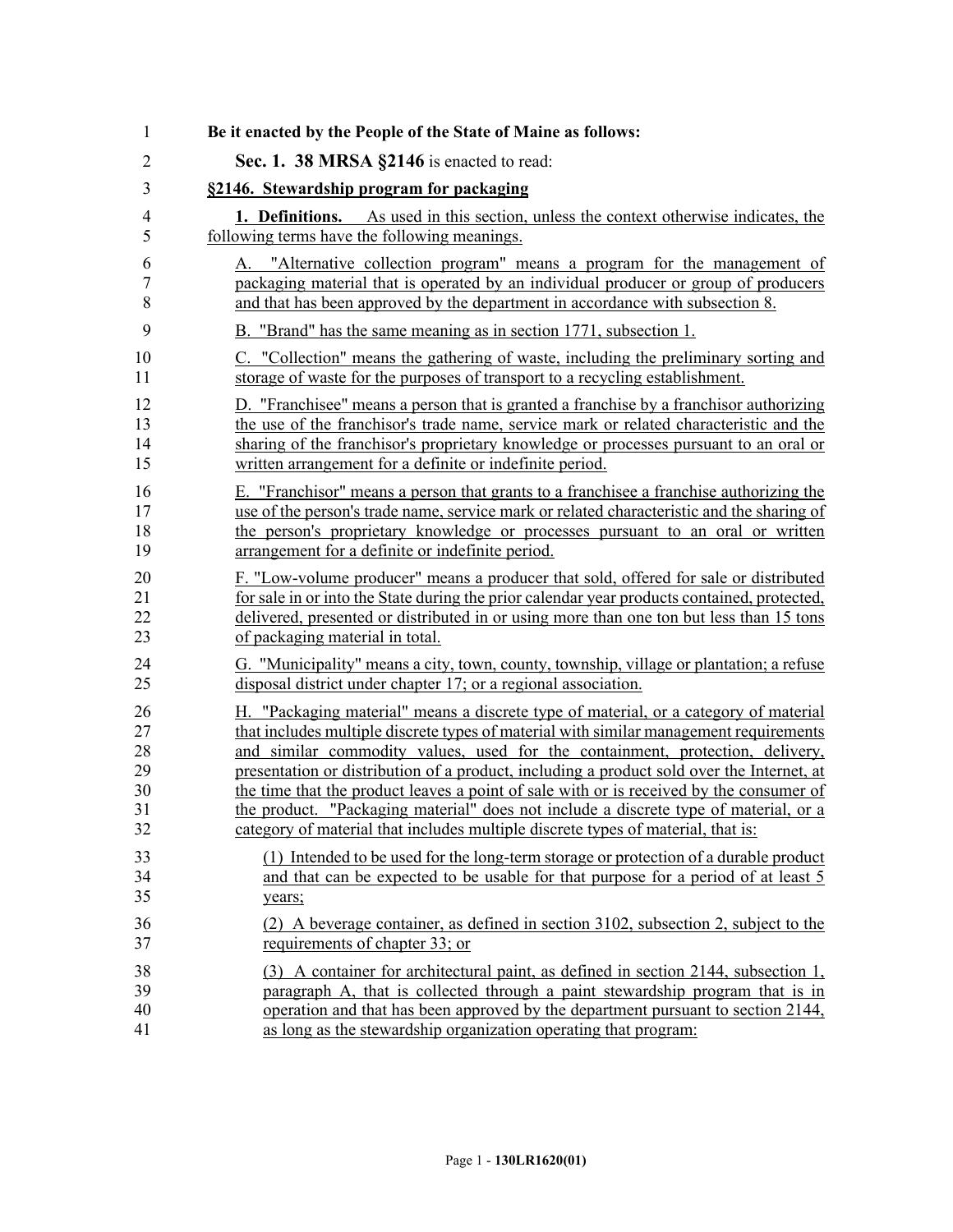**Be it enacted by the People of the State of Maine as follows:**

**Sec. 1. 38 MRSA §2146** is enacted to read:

**§2146. Stewardship program for packaging**

**1. Definitions.** As used in this section, unless the context otherwise indicates, the following terms have the following meanings.

A. "Alternative collection program" means a program for the management of packaging material that is operated by an individual producer or group of producers and that has been approved by the department in accordance with subsection 8.

B. "Brand" has the same meaning as in section 1771, subsection 1.

C. "Collection" means the gathering of waste, including the preliminary sorting and storage of waste for the purposes of transport to a recycling establishment.

D. "Franchisee" means a person that is granted a franchise by a franchisor authorizing the use of the franchisor's trade name, service mark or related characteristic and the sharing of the franchisor's proprietary knowledge or processes pursuant to an oral or written arrangement for a definite or indefinite period.

E. "Franchisor" means a person that grants to a franchisee a franchise authorizing the use of the person's trade name, service mark or related characteristic and the sharing of the person's proprietary knowledge or processes pursuant to an oral or written arrangement for a definite or indefinite period.

F. "Low-volume producer" means a producer that sold, offered for sale or distributed for sale in or into the State during the prior calendar year products contained, protected, delivered, presented or distributed in or using more than one ton but less than 15 tons of packaging material in total.

G. "Municipality" means a city, town, county, township, village or plantation; a refuse disposal district under chapter 17; or a regional association.

H. "Packaging material" means a discrete type of material, or a category of material that includes multiple discrete types of material with similar management requirements and similar commodity values, used for the containment, protection, delivery, presentation or distribution of a product, including a product sold over the Internet, at the time that the product leaves a point of sale with or is received by the consumer of the product. "Packaging material" does not include a discrete type of material, or a category of material that includes multiple discrete types of material, that is:

(1) Intended to be used for the long-term storage or protection of a durable product and that can be expected to be usable for that purpose for a period of at least 5 years;

(2) A beverage container, as defined in section 3102, subsection 2, subject to the requirements of chapter 33; or

(3) A container for architectural paint, as defined in section 2144, subsection 1, paragraph A, that is collected through a paint stewardship program that is in operation and that has been approved by the department pursuant to section 2144, as long as the stewardship organization operating that program: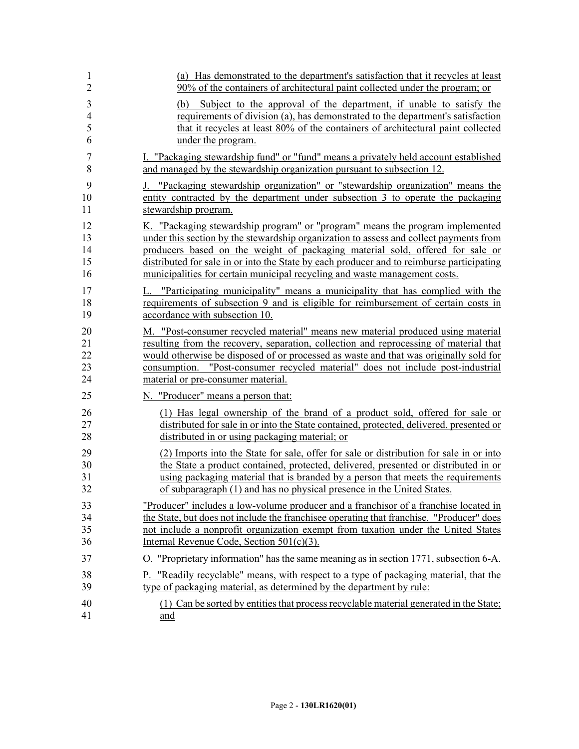(a) Has demonstrated to the department's satisfaction that it recycles at least 90% of the containers of architectural paint collected under the program; or

(b) Subject to the approval of the department, if unable to satisfy the requirements of division (a), has demonstrated to the department's satisfaction that it recycles at least 80% of the containers of architectural paint collected under the program.

I. "Packaging stewardship fund" or "fund" means a privately held account established and managed by the stewardship organization pursuant to subsection 12.

J. "Packaging stewardship organization" or "stewardship organization" means the entity contracted by the department under subsection 3 to operate the packaging stewardship program.

K. "Packaging stewardship program" or "program" means the program implemented under this section by the stewardship organization to assess and collect payments from producers based on the weight of packaging material sold, offered for sale or distributed for sale in or into the State by each producer and to reimburse participating municipalities for certain municipal recycling and waste management costs.

L. "Participating municipality" means a municipality that has complied with the requirements of subsection 9 and is eligible for reimbursement of certain costs in accordance with subsection 10.

M. "Post-consumer recycled material" means new material produced using material resulting from the recovery, separation, collection and reprocessing of material that would otherwise be disposed of or processed as waste and that was originally sold for consumption. "Post-consumer recycled material" does not include post-industrial material or pre-consumer material.

N. "Producer" means a person that:

(1) Has legal ownership of the brand of a product sold, offered for sale or distributed for sale in or into the State contained, protected, delivered, presented or distributed in or using packaging material; or

(2) Imports into the State for sale, offer for sale or distribution for sale in or into the State a product contained, protected, delivered, presented or distributed in or using packaging material that is branded by a person that meets the requirements of subparagraph (1) and has no physical presence in the United States.

"Producer" includes a low-volume producer and a franchisor of a franchise located in the State, but does not include the franchisee operating that franchise. "Producer" does not include a nonprofit organization exempt from taxation under the United States Internal Revenue Code, Section 501(c)(3).

O. "Proprietary information" has the same meaning as in section 1771, subsection 6-A.

P. "Readily recyclable" means, with respect to a type of packaging material, that the type of packaging material, as determined by the department by rule:

(1) Can be sorted by entities that process recyclable material generated in the State; and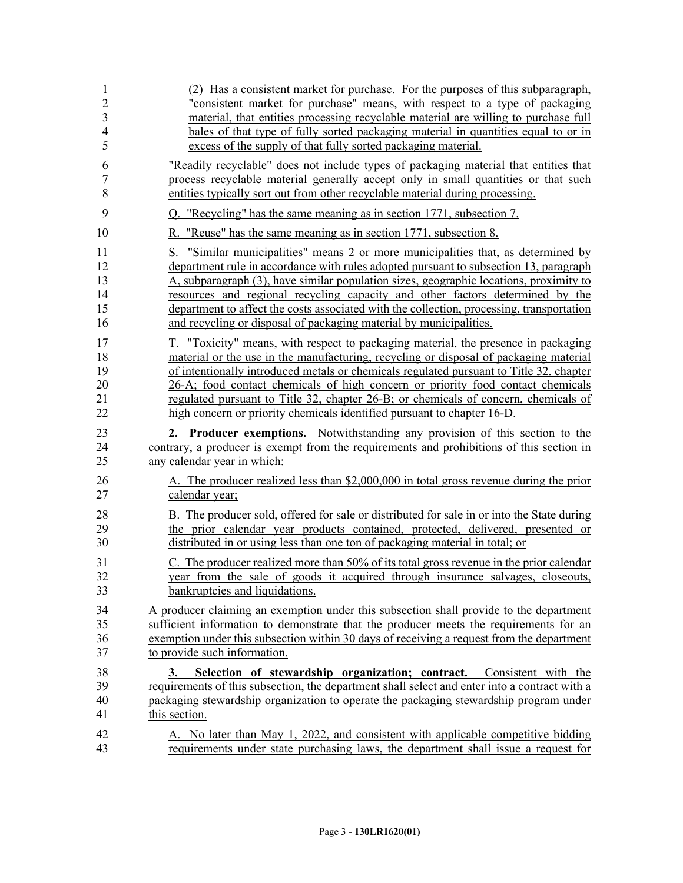(2) Has a consistent market for purchase. For the purposes of this subparagraph, "consistent market for purchase" means, with respect to a type of packaging material, that entities processing recyclable material are willing to purchase full bales of that type of fully sorted packaging material in quantities equal to or in excess of the supply of that fully sorted packaging material.

"Readily recyclable" does not include types of packaging material that entities that process recyclable material generally accept only in small quantities or that such entities typically sort out from other recyclable material during processing.

Q. "Recycling" has the same meaning as in section 1771, subsection 7.

R. "Reuse" has the same meaning as in section 1771, subsection 8.

S. "Similar municipalities" means 2 or more municipalities that, as determined by department rule in accordance with rules adopted pursuant to subsection 13, paragraph A, subparagraph (3), have similar population sizes, geographic locations, proximity to resources and regional recycling capacity and other factors determined by the department to affect the costs associated with the collection, processing, transportation and recycling or disposal of packaging material by municipalities.

T. "Toxicity" means, with respect to packaging material, the presence in packaging material or the use in the manufacturing, recycling or disposal of packaging material of intentionally introduced metals or chemicals regulated pursuant to Title 32, chapter 26-A; food contact chemicals of high concern or priority food contact chemicals regulated pursuant to Title 32, chapter 26-B; or chemicals of concern, chemicals of high concern or priority chemicals identified pursuant to chapter 16-D.

**2. Producer exemptions.** Notwithstanding any provision of this section to the contrary, a producer is exempt from the requirements and prohibitions of this section in any calendar year in which:

A. The producer realized less than $2,000,000 in total gross revenue during the prior calendar year;

B. The producer sold, offered for sale or distributed for sale in or into the State during the prior calendar year products contained, protected, delivered, presented or distributed in or using less than one ton of packaging material in total; or

C. The producer realized more than 50% of its total gross revenue in the prior calendar year from the sale of goods it acquired through insurance salvages, closeouts, bankruptcies and liquidations.

A producer claiming an exemption under this subsection shall provide to the department sufficient information to demonstrate that the producer meets the requirements for an exemption under this subsection within 30 days of receiving a request from the department to provide such information.

**3. Selection of stewardship organization; contract.** Consistent with the requirements of this subsection, the department shall select and enter into a contract with a packaging stewardship organization to operate the packaging stewardship program under this section.

A. No later than May 1, 2022, and consistent with applicable competitive bidding requirements under state purchasing laws, the department shall issue a request for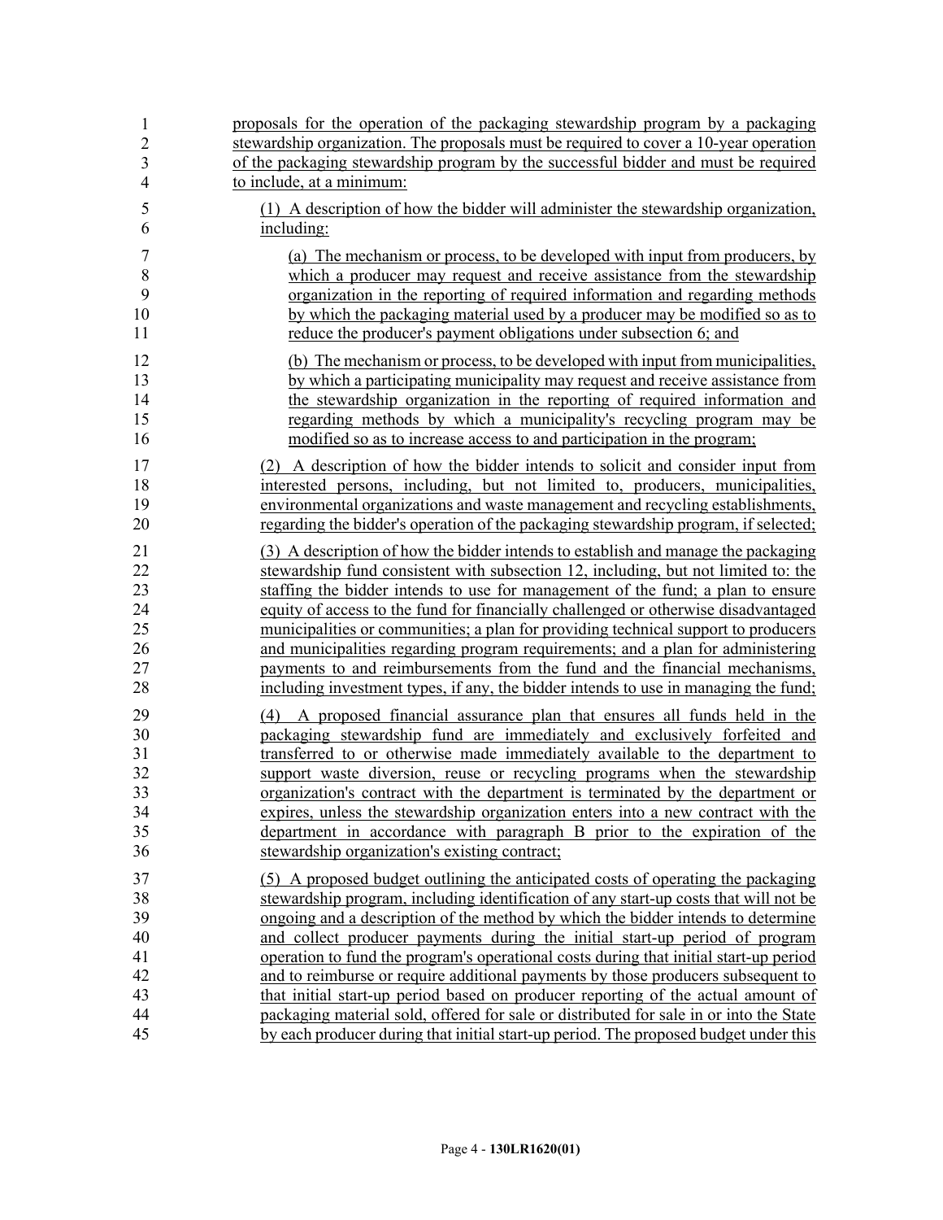proposals for the operation of the packaging stewardship program by a packaging stewardship organization. The proposals must be required to cover a 10-year operation of the packaging stewardship program by the successful bidder and must be required to include, at a minimum:

(1) A description of how the bidder will administer the stewardship organization, including:

(a) The mechanism or process, to be developed with input from producers, by which a producer may request and receive assistance from the stewardship organization in the reporting of required information and regarding methods by which the packaging material used by a producer may be modified so as to reduce the producer's payment obligations under subsection 6; and

(b) The mechanism or process, to be developed with input from municipalities, by which a participating municipality may request and receive assistance from the stewardship organization in the reporting of required information and regarding methods by which a municipality's recycling program may be modified so as to increase access to and participation in the program;

(2) A description of how the bidder intends to solicit and consider input from interested persons, including, but not limited to, producers, municipalities, environmental organizations and waste management and recycling establishments, regarding the bidder's operation of the packaging stewardship program, if selected;

(3) A description of how the bidder intends to establish and manage the packaging stewardship fund consistent with subsection 12, including, but not limited to: the staffing the bidder intends to use for management of the fund; a plan to ensure equity of access to the fund for financially challenged or otherwise disadvantaged municipalities or communities; a plan for providing technical support to producers and municipalities regarding program requirements; and a plan for administering payments to and reimbursements from the fund and the financial mechanisms, including investment types, if any, the bidder intends to use in managing the fund;

(4) A proposed financial assurance plan that ensures all funds held in the packaging stewardship fund are immediately and exclusively forfeited and transferred to or otherwise made immediately available to the department to support waste diversion, reuse or recycling programs when the stewardship organization's contract with the department is terminated by the department or expires, unless the stewardship organization enters into a new contract with the department in accordance with paragraph B prior to the expiration of the stewardship organization's existing contract;

(5) A proposed budget outlining the anticipated costs of operating the packaging stewardship program, including identification of any start-up costs that will not be ongoing and a description of the method by which the bidder intends to determine and collect producer payments during the initial start-up period of program operation to fund the program's operational costs during that initial start-up period and to reimburse or require additional payments by those producers subsequent to that initial start-up period based on producer reporting of the actual amount of packaging material sold, offered for sale or distributed for sale in or into the State by each producer during that initial start-up period. The proposed budget under this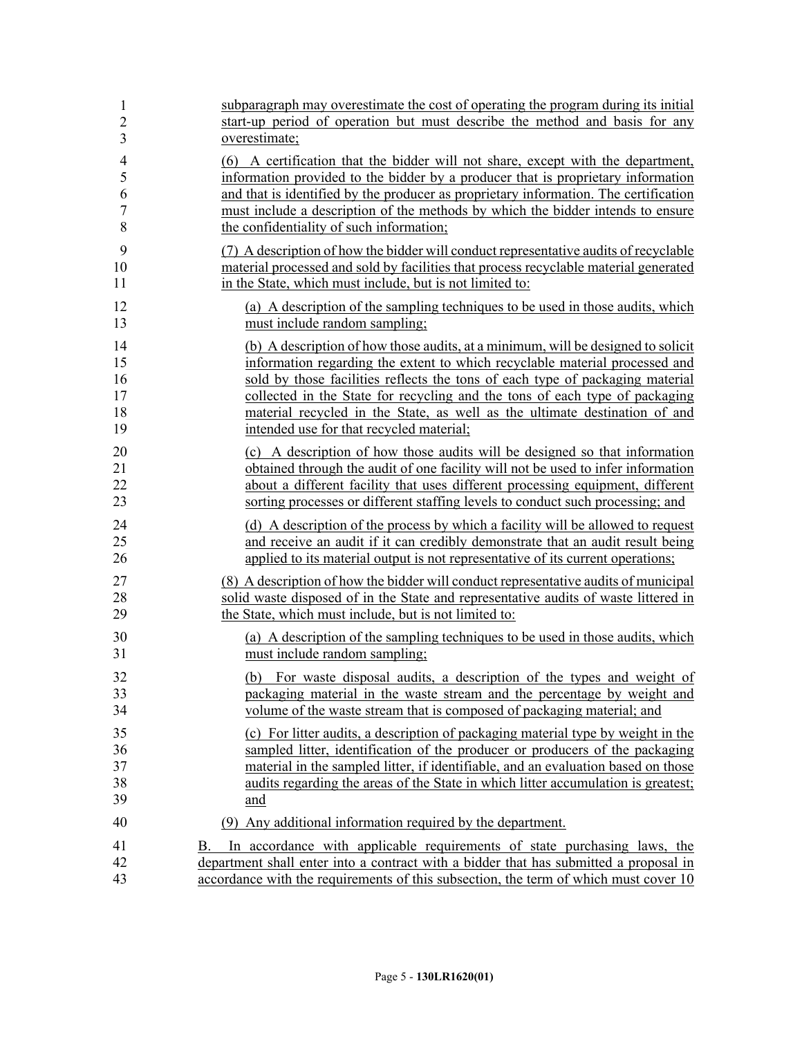subparagraph may overestimate the cost of operating the program during its initial start-up period of operation but must describe the method and basis for any overestimate;

(6) A certification that the bidder will not share, except with the department, information provided to the bidder by a producer that is proprietary information and that is identified by the producer as proprietary information. The certification must include a description of the methods by which the bidder intends to ensure the confidentiality of such information;

(7) A description of how the bidder will conduct representative audits of recyclable material processed and sold by facilities that process recyclable material generated in the State, which must include, but is not limited to:

(a) A description of the sampling techniques to be used in those audits, which must include random sampling;

(b) A description of how those audits, at a minimum, will be designed to solicit information regarding the extent to which recyclable material processed and sold by those facilities reflects the tons of each type of packaging material collected in the State for recycling and the tons of each type of packaging material recycled in the State, as well as the ultimate destination of and intended use for that recycled material;

(c) A description of how those audits will be designed so that information obtained through the audit of one facility will not be used to infer information about a different facility that uses different processing equipment, different sorting processes or different staffing levels to conduct such processing; and

(d) A description of the process by which a facility will be allowed to request and receive an audit if it can credibly demonstrate that an audit result being applied to its material output is not representative of its current operations;

(8) A description of how the bidder will conduct representative audits of municipal solid waste disposed of in the State and representative audits of waste littered in the State, which must include, but is not limited to:

(a) A description of the sampling techniques to be used in those audits, which must include random sampling;

(b) For waste disposal audits, a description of the types and weight of packaging material in the waste stream and the percentage by weight and volume of the waste stream that is composed of packaging material; and

(c) For litter audits, a description of packaging material type by weight in the sampled litter, identification of the producer or producers of the packaging material in the sampled litter, if identifiable, and an evaluation based on those audits regarding the areas of the State in which litter accumulation is greatest; and

(9) Any additional information required by the department.

B. In accordance with applicable requirements of state purchasing laws, the department shall enter into a contract with a bidder that has submitted a proposal in accordance with the requirements of this subsection, the term of which must cover 10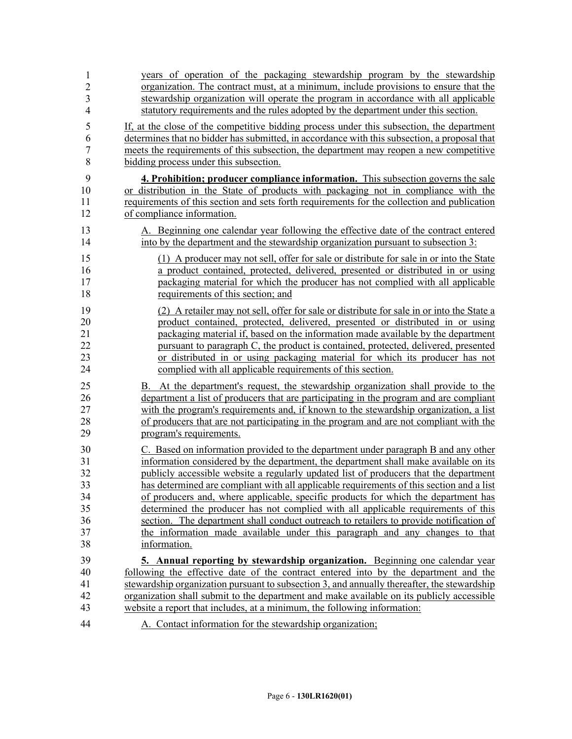years of operation of the packaging stewardship program by the stewardship organization. The contract must, at a minimum, include provisions to ensure that the stewardship organization will operate the program in accordance with all applicable statutory requirements and the rules adopted by the department under this section.

If, at the close of the competitive bidding process under this subsection, the department determines that no bidder has submitted, in accordance with this subsection, a proposal that meets the requirements of this subsection, the department may reopen a new competitive bidding process under this subsection.

**4. Prohibition; producer compliance information.** This subsection governs the sale or distribution in the State of products with packaging not in compliance with the requirements of this section and sets forth requirements for the collection and publication of compliance information.

A. Beginning one calendar year following the effective date of the contract entered into by the department and the stewardship organization pursuant to subsection 3:

(1) A producer may not sell, offer for sale or distribute for sale in or into the State a product contained, protected, delivered, presented or distributed in or using packaging material for which the producer has not complied with all applicable requirements of this section; and

(2) A retailer may not sell, offer for sale or distribute for sale in or into the State a product contained, protected, delivered, presented or distributed in or using packaging material if, based on the information made available by the department pursuant to paragraph C, the product is contained, protected, delivered, presented or distributed in or using packaging material for which its producer has not complied with all applicable requirements of this section.

B. At the department's request, the stewardship organization shall provide to the department a list of producers that are participating in the program and are compliant with the program's requirements and, if known to the stewardship organization, a list of producers that are not participating in the program and are not compliant with the program's requirements.

C. Based on information provided to the department under paragraph B and any other information considered by the department, the department shall make available on its publicly accessible website a regularly updated list of producers that the department has determined are compliant with all applicable requirements of this section and a list of producers and, where applicable, specific products for which the department has determined the producer has not complied with all applicable requirements of this section. The department shall conduct outreach to retailers to provide notification of the information made available under this paragraph and any changes to that information.

**5. Annual reporting by stewardship organization.** Beginning one calendar year following the effective date of the contract entered into by the department and the stewardship organization pursuant to subsection 3, and annually thereafter, the stewardship organization shall submit to the department and make available on its publicly accessible website a report that includes, at a minimum, the following information:

A. Contact information for the stewardship organization;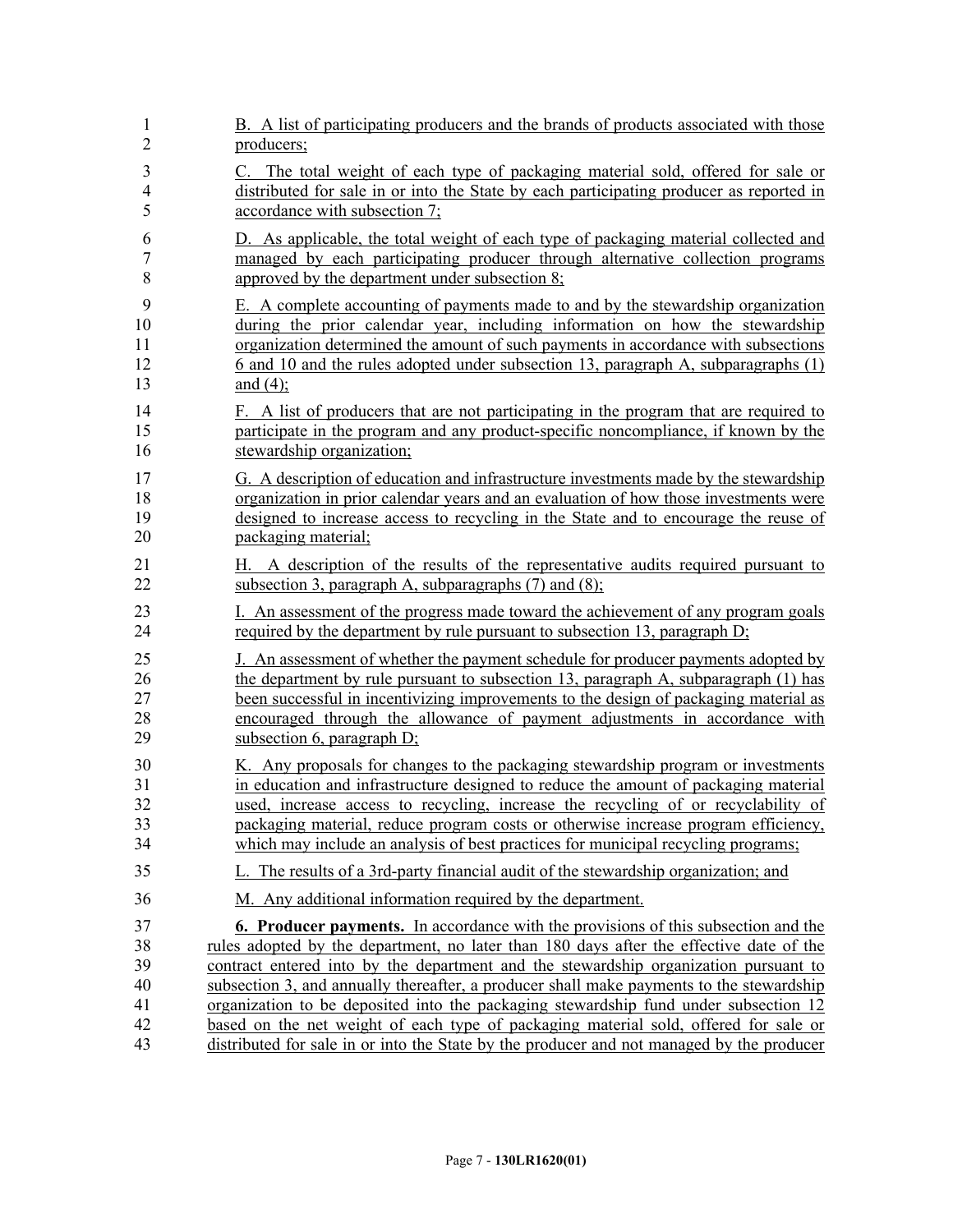B. A list of participating producers and the brands of products associated with those producers;

C. The total weight of each type of packaging material sold, offered for sale or distributed for sale in or into the State by each participating producer as reported in accordance with subsection 7;

D. As applicable, the total weight of each type of packaging material collected and managed by each participating producer through alternative collection programs approved by the department under subsection 8;

E. A complete accounting of payments made to and by the stewardship organization during the prior calendar year, including information on how the stewardship organization determined the amount of such payments in accordance with subsections 6 and 10 and the rules adopted under subsection 13, paragraph A, subparagraphs (1) and (4);

F. A list of producers that are not participating in the program that are required to participate in the program and any product-specific noncompliance, if known by the stewardship organization;

G. A description of education and infrastructure investments made by the stewardship organization in prior calendar years and an evaluation of how those investments were designed to increase access to recycling in the State and to encourage the reuse of packaging material;

H. A description of the results of the representative audits required pursuant to subsection 3, paragraph A, subparagraphs (7) and (8);

I. An assessment of the progress made toward the achievement of any program goals required by the department by rule pursuant to subsection 13, paragraph D;

J. An assessment of whether the payment schedule for producer payments adopted by the department by rule pursuant to subsection 13, paragraph A, subparagraph (1) has been successful in incentivizing improvements to the design of packaging material as encouraged through the allowance of payment adjustments in accordance with subsection 6, paragraph D;

K. Any proposals for changes to the packaging stewardship program or investments in education and infrastructure designed to reduce the amount of packaging material used, increase access to recycling, increase the recycling of or recyclability of packaging material, reduce program costs or otherwise increase program efficiency, which may include an analysis of best practices for municipal recycling programs;

L. The results of a 3rd-party financial audit of the stewardship organization; and

M. Any additional information required by the department.

**6. Producer payments.** In accordance with the provisions of this subsection and the rules adopted by the department, no later than 180 days after the effective date of the contract entered into by the department and the stewardship organization pursuant to subsection 3, and annually thereafter, a producer shall make payments to the stewardship organization to be deposited into the packaging stewardship fund under subsection 12 based on the net weight of each type of packaging material sold, offered for sale or distributed for sale in or into the State by the producer and not managed by the producer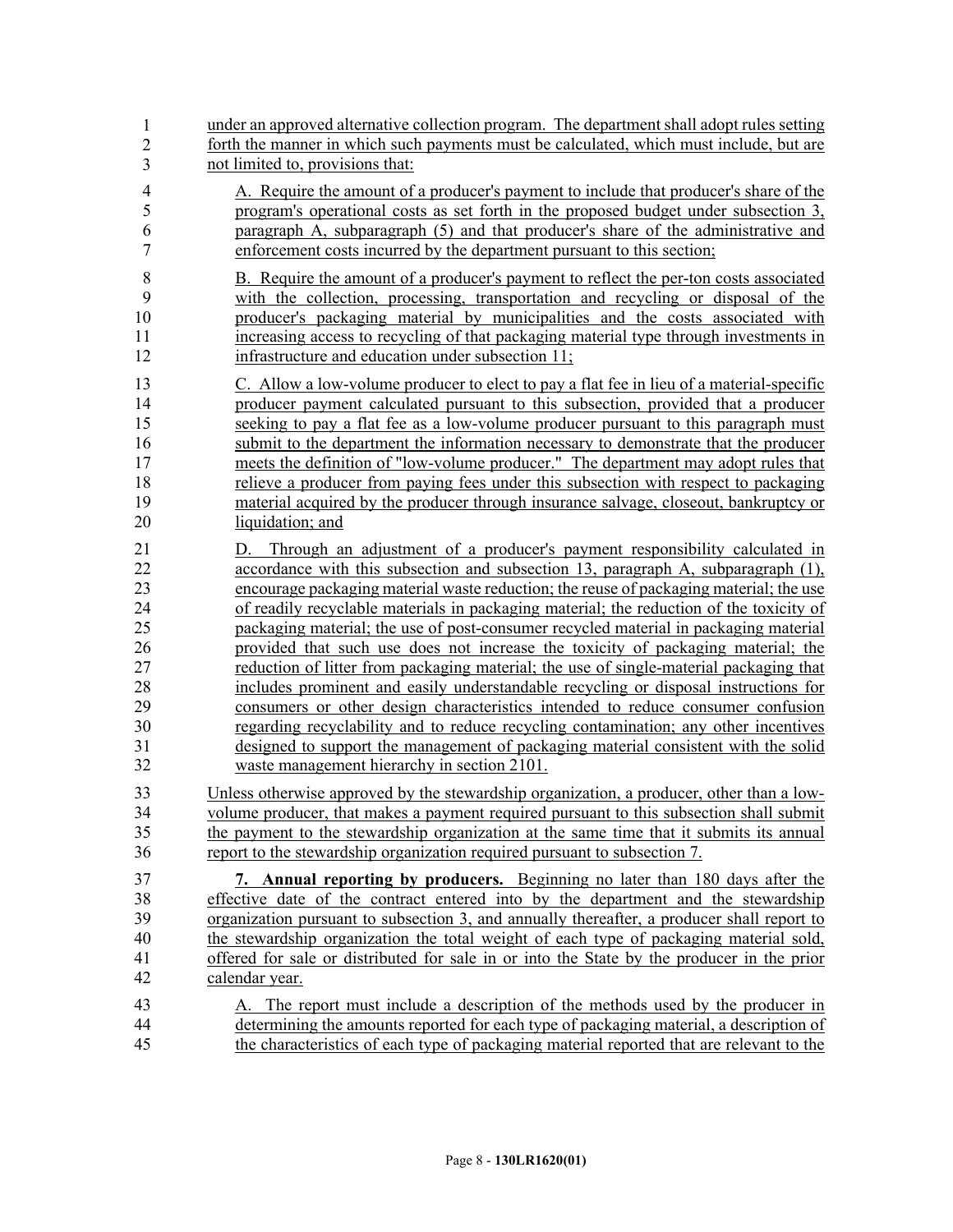under an approved alternative collection program. The department shall adopt rules setting forth the manner in which such payments must be calculated, which must include, but are not limited to, provisions that:

A. Require the amount of a producer's payment to include that producer's share of the program's operational costs as set forth in the proposed budget under subsection 3, paragraph A, subparagraph (5) and that producer's share of the administrative and enforcement costs incurred by the department pursuant to this section;

B. Require the amount of a producer's payment to reflect the per-ton costs associated with the collection, processing, transportation and recycling or disposal of the producer's packaging material by municipalities and the costs associated with increasing access to recycling of that packaging material type through investments in infrastructure and education under subsection 11;

C. Allow a low-volume producer to elect to pay a flat fee in lieu of a material-specific producer payment calculated pursuant to this subsection, provided that a producer seeking to pay a flat fee as a low-volume producer pursuant to this paragraph must submit to the department the information necessary to demonstrate that the producer meets the definition of "low-volume producer." The department may adopt rules that relieve a producer from paying fees under this subsection with respect to packaging material acquired by the producer through insurance salvage, closeout, bankruptcy or liquidation; and

D. Through an adjustment of a producer's payment responsibility calculated in accordance with this subsection and subsection 13, paragraph A, subparagraph (1), encourage packaging material waste reduction; the reuse of packaging material; the use of readily recyclable materials in packaging material; the reduction of the toxicity of packaging material; the use of post-consumer recycled material in packaging material provided that such use does not increase the toxicity of packaging material; the reduction of litter from packaging material; the use of single-material packaging that includes prominent and easily understandable recycling or disposal instructions for consumers or other design characteristics intended to reduce consumer confusion regarding recyclability and to reduce recycling contamination; any other incentives designed to support the management of packaging material consistent with the solid waste management hierarchy in section 2101.

Unless otherwise approved by the stewardship organization, a producer, other than a low-volume producer, that makes a payment required pursuant to this subsection shall submit the payment to the stewardship organization at the same time that it submits its annual report to the stewardship organization required pursuant to subsection 7.

**7. Annual reporting by producers.** Beginning no later than 180 days after the effective date of the contract entered into by the department and the stewardship organization pursuant to subsection 3, and annually thereafter, a producer shall report to the stewardship organization the total weight of each type of packaging material sold, offered for sale or distributed for sale in or into the State by the producer in the prior calendar year.

A. The report must include a description of the methods used by the producer in determining the amounts reported for each type of packaging material, a description of the characteristics of each type of packaging material reported that are relevant to the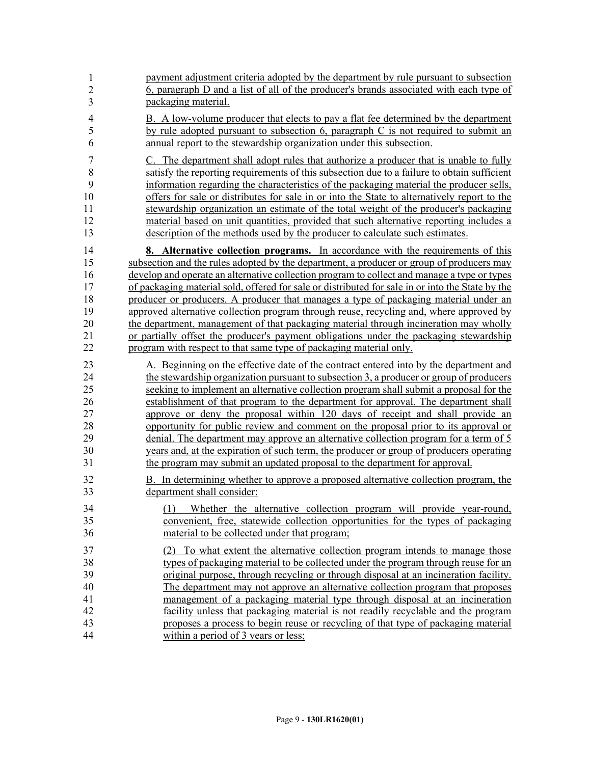payment adjustment criteria adopted by the department by rule pursuant to subsection 6, paragraph D and a list of all of the producer's brands associated with each type of packaging material.

B. A low-volume producer that elects to pay a flat fee determined by the department by rule adopted pursuant to subsection 6, paragraph C is not required to submit an annual report to the stewardship organization under this subsection.

C. The department shall adopt rules that authorize a producer that is unable to fully satisfy the reporting requirements of this subsection due to a failure to obtain sufficient information regarding the characteristics of the packaging material the producer sells, offers for sale or distributes for sale in or into the State to alternatively report to the stewardship organization an estimate of the total weight of the producer's packaging material based on unit quantities, provided that such alternative reporting includes a description of the methods used by the producer to calculate such estimates.

**8. Alternative collection programs.** In accordance with the requirements of this subsection and the rules adopted by the department, a producer or group of producers may develop and operate an alternative collection program to collect and manage a type or types of packaging material sold, offered for sale or distributed for sale in or into the State by the producer or producers. A producer that manages a type of packaging material under an approved alternative collection program through reuse, recycling and, where approved by the department, management of that packaging material through incineration may wholly or partially offset the producer's payment obligations under the packaging stewardship program with respect to that same type of packaging material only.

A. Beginning on the effective date of the contract entered into by the department and the stewardship organization pursuant to subsection 3, a producer or group of producers seeking to implement an alternative collection program shall submit a proposal for the establishment of that program to the department for approval. The department shall approve or deny the proposal within 120 days of receipt and shall provide an opportunity for public review and comment on the proposal prior to its approval or denial. The department may approve an alternative collection program for a term of 5 years and, at the expiration of such term, the producer or group of producers operating the program may submit an updated proposal to the department for approval.

B. In determining whether to approve a proposed alternative collection program, the department shall consider:

(1) Whether the alternative collection program will provide year-round, convenient, free, statewide collection opportunities for the types of packaging material to be collected under that program;

(2) To what extent the alternative collection program intends to manage those types of packaging material to be collected under the program through reuse for an original purpose, through recycling or through disposal at an incineration facility. The department may not approve an alternative collection program that proposes management of a packaging material type through disposal at an incineration facility unless that packaging material is not readily recyclable and the program proposes a process to begin reuse or recycling of that type of packaging material within a period of 3 years or less;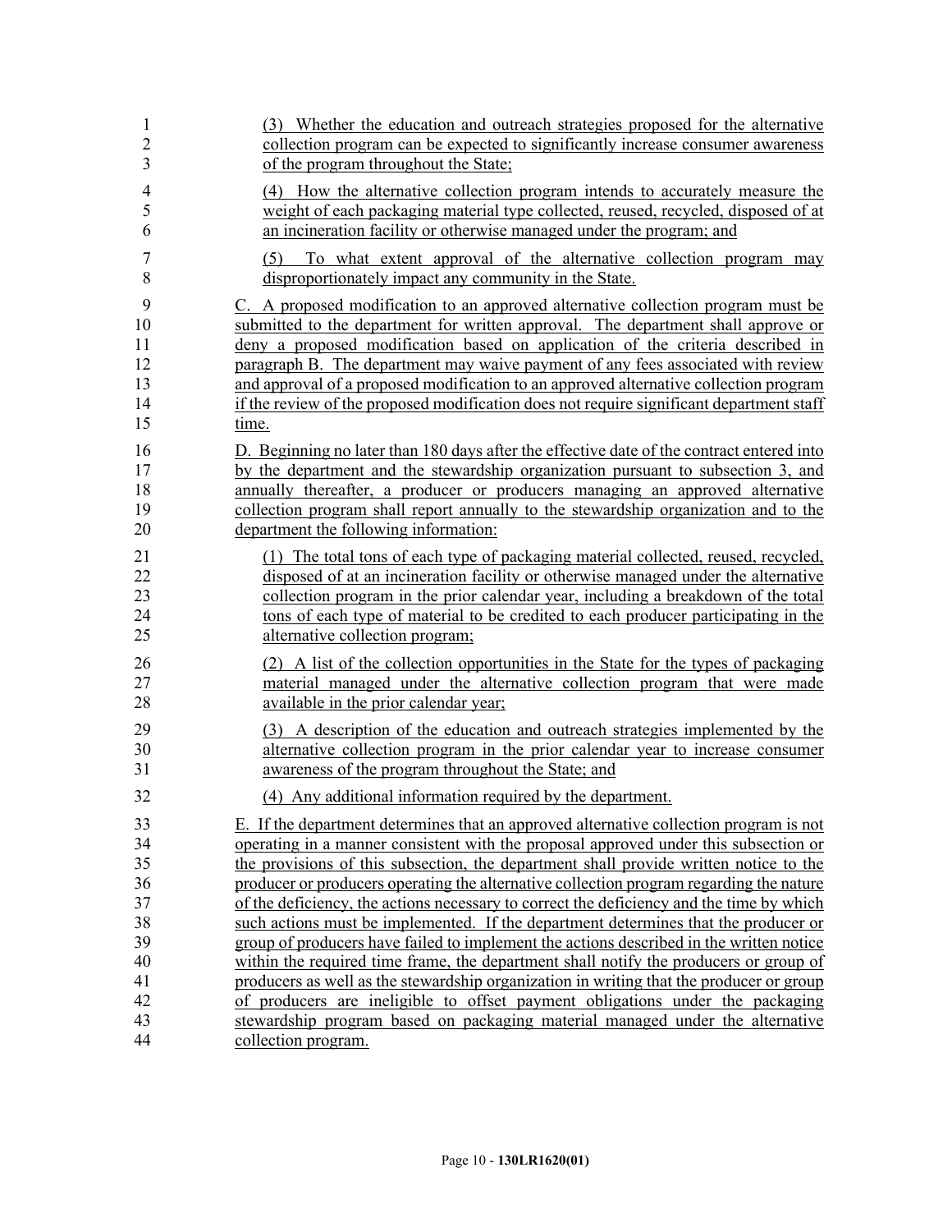(3) Whether the education and outreach strategies proposed for the alternative collection program can be expected to significantly increase consumer awareness of the program throughout the State;

(4) How the alternative collection program intends to accurately measure the weight of each packaging material type collected, reused, recycled, disposed of at an incineration facility or otherwise managed under the program; and

(5) To what extent approval of the alternative collection program may disproportionately impact any community in the State.

C. A proposed modification to an approved alternative collection program must be submitted to the department for written approval. The department shall approve or deny a proposed modification based on application of the criteria described in paragraph B. The department may waive payment of any fees associated with review and approval of a proposed modification to an approved alternative collection program if the review of the proposed modification does not require significant department staff time.

D. Beginning no later than 180 days after the effective date of the contract entered into by the department and the stewardship organization pursuant to subsection 3, and annually thereafter, a producer or producers managing an approved alternative collection program shall report annually to the stewardship organization and to the department the following information:

(1) The total tons of each type of packaging material collected, reused, recycled, disposed of at an incineration facility or otherwise managed under the alternative collection program in the prior calendar year, including a breakdown of the total tons of each type of material to be credited to each producer participating in the alternative collection program;

(2) A list of the collection opportunities in the State for the types of packaging material managed under the alternative collection program that were made available in the prior calendar year;

(3) A description of the education and outreach strategies implemented by the alternative collection program in the prior calendar year to increase consumer awareness of the program throughout the State; and

(4) Any additional information required by the department.

E. If the department determines that an approved alternative collection program is not operating in a manner consistent with the proposal approved under this subsection or the provisions of this subsection, the department shall provide written notice to the producer or producers operating the alternative collection program regarding the nature of the deficiency, the actions necessary to correct the deficiency and the time by which such actions must be implemented. If the department determines that the producer or group of producers have failed to implement the actions described in the written notice within the required time frame, the department shall notify the producers or group of producers as well as the stewardship organization in writing that the producer or group of producers are ineligible to offset payment obligations under the packaging stewardship program based on packaging material managed under the alternative collection program.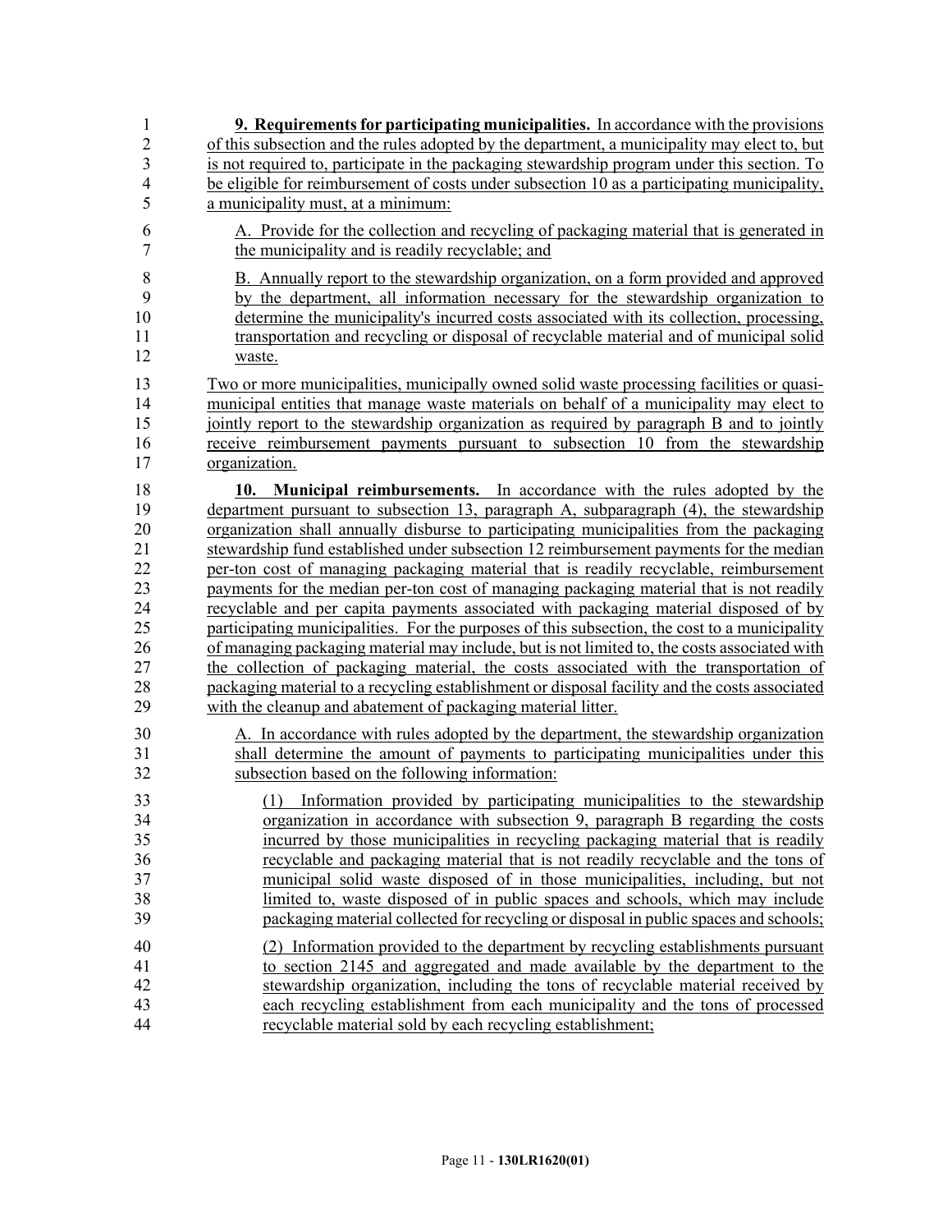**9. Requirements for participating municipalities.** In accordance with the provisions of this subsection and the rules adopted by the department, a municipality may elect to, but is not required to, participate in the packaging stewardship program under this section. To be eligible for reimbursement of costs under subsection 10 as a participating municipality, a municipality must, at a minimum:

A. Provide for the collection and recycling of packaging material that is generated in the municipality and is readily recyclable; and

B. Annually report to the stewardship organization, on a form provided and approved by the department, all information necessary for the stewardship organization to determine the municipality's incurred costs associated with its collection, processing, transportation and recycling or disposal of recyclable material and of municipal solid waste.

Two or more municipalities, municipally owned solid waste processing facilities or quasi-municipal entities that manage waste materials on behalf of a municipality may elect to jointly report to the stewardship organization as required by paragraph B and to jointly receive reimbursement payments pursuant to subsection 10 from the stewardship organization.

**10. Municipal reimbursements.** In accordance with the rules adopted by the department pursuant to subsection 13, paragraph A, subparagraph (4), the stewardship organization shall annually disburse to participating municipalities from the packaging stewardship fund established under subsection 12 reimbursement payments for the median per-ton cost of managing packaging material that is readily recyclable, reimbursement payments for the median per-ton cost of managing packaging material that is not readily recyclable and per capita payments associated with packaging material disposed of by participating municipalities. For the purposes of this subsection, the cost to a municipality of managing packaging material may include, but is not limited to, the costs associated with the collection of packaging material, the costs associated with the transportation of packaging material to a recycling establishment or disposal facility and the costs associated with the cleanup and abatement of packaging material litter.

A. In accordance with rules adopted by the department, the stewardship organization shall determine the amount of payments to participating municipalities under this subsection based on the following information:

(1) Information provided by participating municipalities to the stewardship organization in accordance with subsection 9, paragraph B regarding the costs incurred by those municipalities in recycling packaging material that is readily recyclable and packaging material that is not readily recyclable and the tons of municipal solid waste disposed of in those municipalities, including, but not limited to, waste disposed of in public spaces and schools, which may include packaging material collected for recycling or disposal in public spaces and schools;

(2) Information provided to the department by recycling establishments pursuant to section 2145 and aggregated and made available by the department to the stewardship organization, including the tons of recyclable material received by each recycling establishment from each municipality and the tons of processed recyclable material sold by each recycling establishment;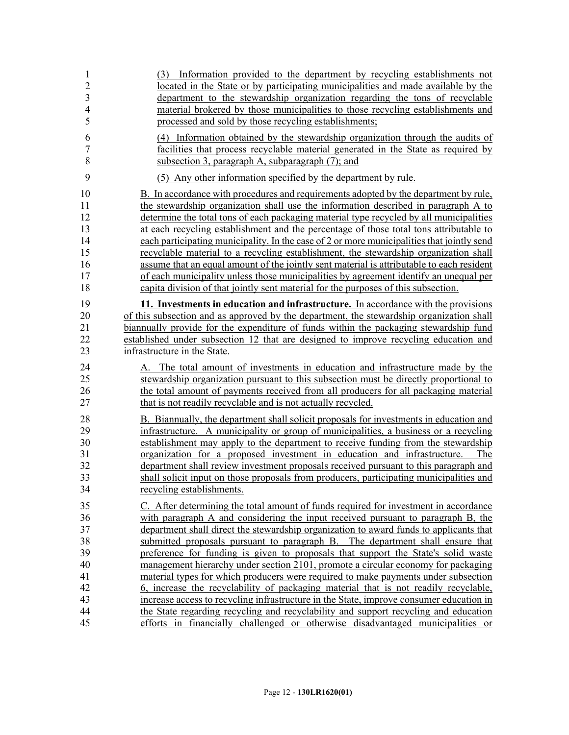(3) Information provided to the department by recycling establishments not located in the State or by participating municipalities and made available by the department to the stewardship organization regarding the tons of recyclable material brokered by those municipalities to those recycling establishments and processed and sold by those recycling establishments;

(4) Information obtained by the stewardship organization through the audits of facilities that process recyclable material generated in the State as required by subsection 3, paragraph A, subparagraph (7); and

(5) Any other information specified by the department by rule.

B. In accordance with procedures and requirements adopted by the department by rule, the stewardship organization shall use the information described in paragraph A to determine the total tons of each packaging material type recycled by all municipalities at each recycling establishment and the percentage of those total tons attributable to each participating municipality. In the case of 2 or more municipalities that jointly send recyclable material to a recycling establishment, the stewardship organization shall assume that an equal amount of the jointly sent material is attributable to each resident of each municipality unless those municipalities by agreement identify an unequal per capita division of that jointly sent material for the purposes of this subsection.

**11. Investments in education and infrastructure.** In accordance with the provisions of this subsection and as approved by the department, the stewardship organization shall biannually provide for the expenditure of funds within the packaging stewardship fund established under subsection 12 that are designed to improve recycling education and infrastructure in the State.

A. The total amount of investments in education and infrastructure made by the stewardship organization pursuant to this subsection must be directly proportional to the total amount of payments received from all producers for all packaging material that is not readily recyclable and is not actually recycled.

B. Biannually, the department shall solicit proposals for investments in education and infrastructure. A municipality or group of municipalities, a business or a recycling establishment may apply to the department to receive funding from the stewardship organization for a proposed investment in education and infrastructure. The department shall review investment proposals received pursuant to this paragraph and shall solicit input on those proposals from producers, participating municipalities and recycling establishments.

C. After determining the total amount of funds required for investment in accordance with paragraph A and considering the input received pursuant to paragraph B, the department shall direct the stewardship organization to award funds to applicants that submitted proposals pursuant to paragraph B. The department shall ensure that preference for funding is given to proposals that support the State's solid waste management hierarchy under section 2101, promote a circular economy for packaging material types for which producers were required to make payments under subsection 6, increase the recyclability of packaging material that is not readily recyclable, increase access to recycling infrastructure in the State, improve consumer education in the State regarding recycling and recyclability and support recycling and education efforts in financially challenged or otherwise disadvantaged municipalities or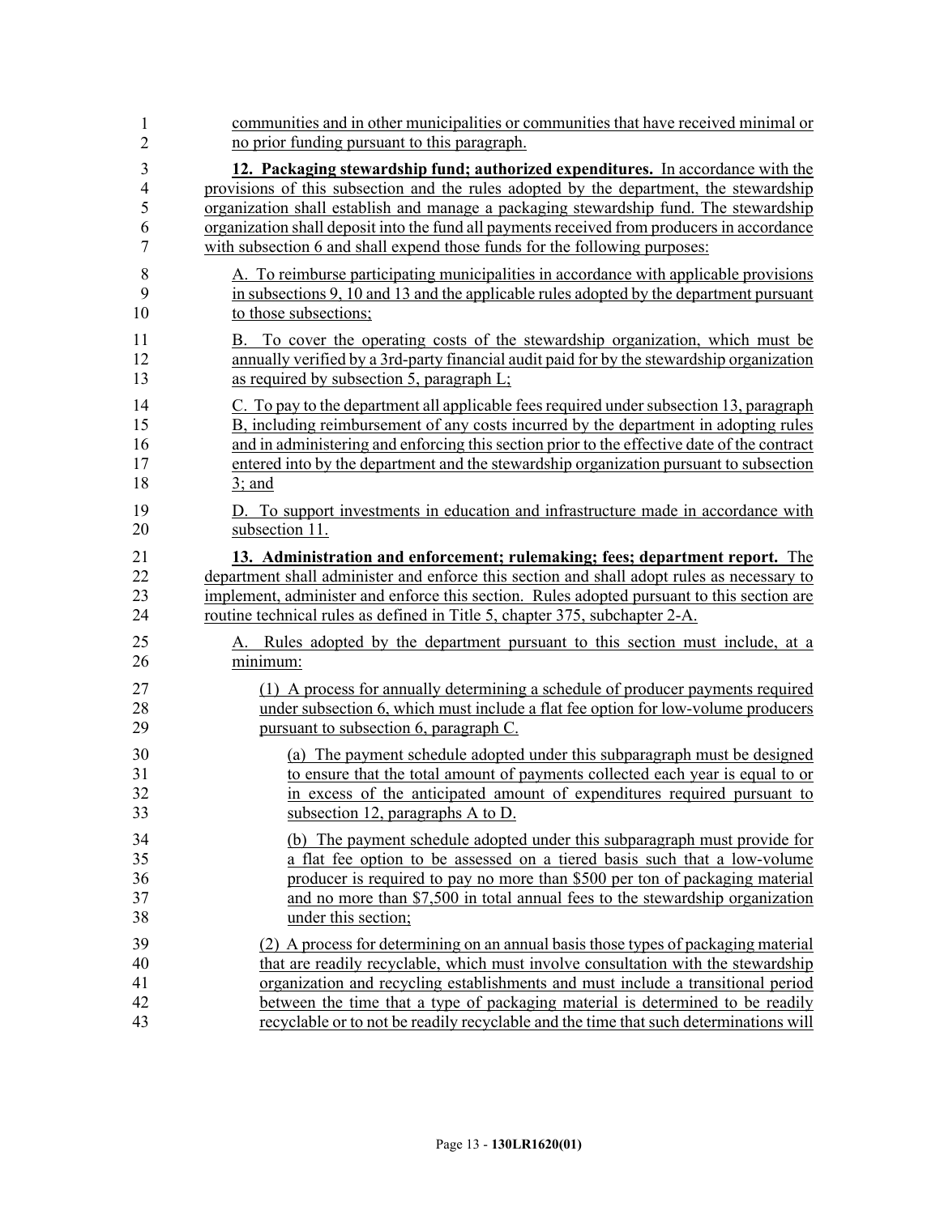communities and in other municipalities or communities that have received minimal or no prior funding pursuant to this paragraph.

**12. Packaging stewardship fund; authorized expenditures.** In accordance with the provisions of this subsection and the rules adopted by the department, the stewardship organization shall establish and manage a packaging stewardship fund. The stewardship organization shall deposit into the fund all payments received from producers in accordance with subsection 6 and shall expend those funds for the following purposes:

A. To reimburse participating municipalities in accordance with applicable provisions in subsections 9, 10 and 13 and the applicable rules adopted by the department pursuant to those subsections;

B. To cover the operating costs of the stewardship organization, which must be annually verified by a 3rd-party financial audit paid for by the stewardship organization as required by subsection 5, paragraph L;

C. To pay to the department all applicable fees required under subsection 13, paragraph B, including reimbursement of any costs incurred by the department in adopting rules and in administering and enforcing this section prior to the effective date of the contract entered into by the department and the stewardship organization pursuant to subsection 3; and

D. To support investments in education and infrastructure made in accordance with subsection 11.

**13. Administration and enforcement; rulemaking; fees; department report.** The department shall administer and enforce this section and shall adopt rules as necessary to implement, administer and enforce this section. Rules adopted pursuant to this section are routine technical rules as defined in Title 5, chapter 375, subchapter 2-A.

A. Rules adopted by the department pursuant to this section must include, at a minimum:

(1) A process for annually determining a schedule of producer payments required under subsection 6, which must include a flat fee option for low-volume producers pursuant to subsection 6, paragraph C.

(a) The payment schedule adopted under this subparagraph must be designed to ensure that the total amount of payments collected each year is equal to or in excess of the anticipated amount of expenditures required pursuant to subsection 12, paragraphs A to D.

(b) The payment schedule adopted under this subparagraph must provide for a flat fee option to be assessed on a tiered basis such that a low-volume producer is required to pay no more than $500 per ton of packaging material and no more than $7,500 in total annual fees to the stewardship organization under this section;

(2) A process for determining on an annual basis those types of packaging material that are readily recyclable, which must involve consultation with the stewardship organization and recycling establishments and must include a transitional period between the time that a type of packaging material is determined to be readily recyclable or to not be readily recyclable and the time that such determinations will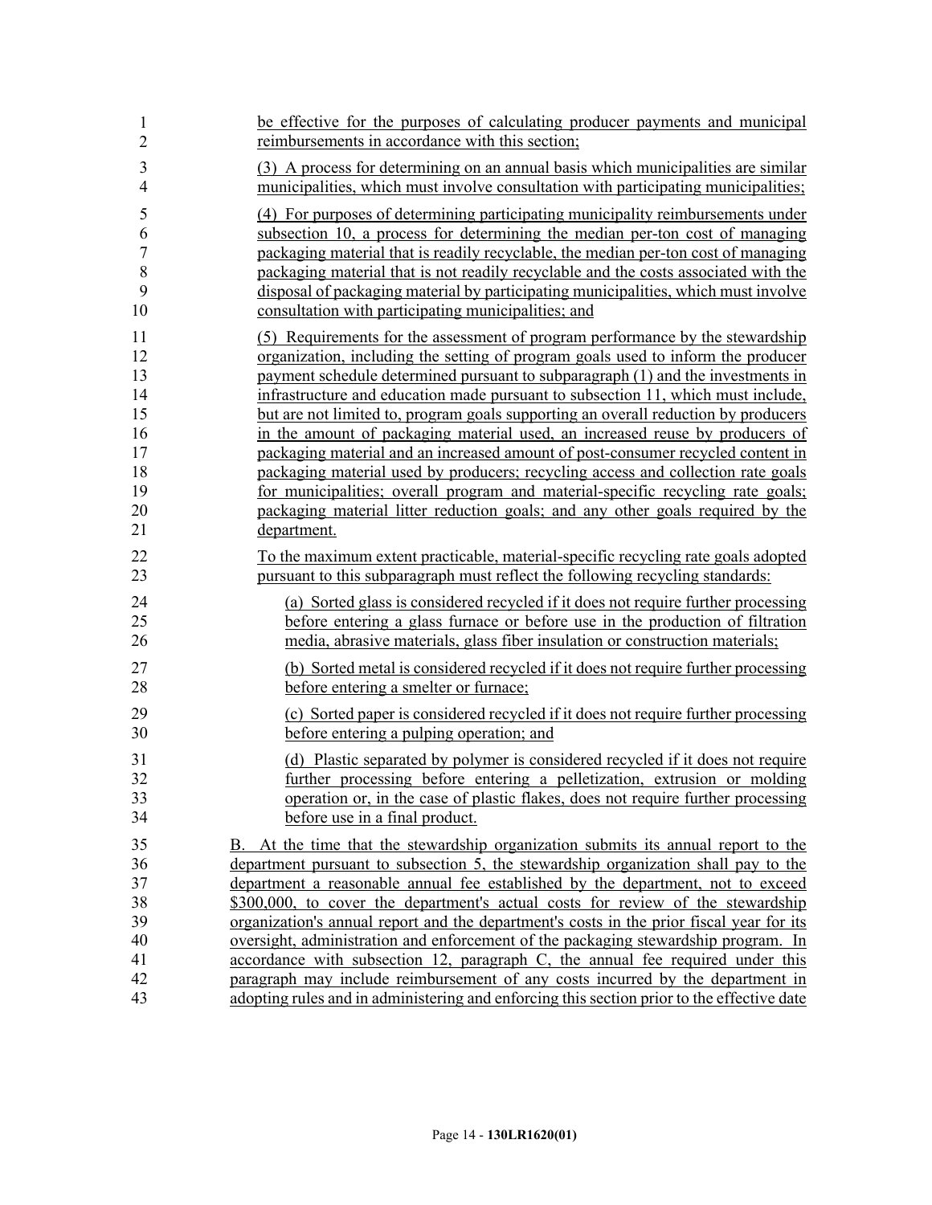be effective for the purposes of calculating producer payments and municipal reimbursements in accordance with this section;

(3) A process for determining on an annual basis which municipalities are similar municipalities, which must involve consultation with participating municipalities;

(4) For purposes of determining participating municipality reimbursements under subsection 10, a process for determining the median per-ton cost of managing packaging material that is readily recyclable, the median per-ton cost of managing packaging material that is not readily recyclable and the costs associated with the disposal of packaging material by participating municipalities, which must involve consultation with participating municipalities; and

(5) Requirements for the assessment of program performance by the stewardship organization, including the setting of program goals used to inform the producer payment schedule determined pursuant to subparagraph (1) and the investments in infrastructure and education made pursuant to subsection 11, which must include, but are not limited to, program goals supporting an overall reduction by producers in the amount of packaging material used, an increased reuse by producers of packaging material and an increased amount of post-consumer recycled content in packaging material used by producers; recycling access and collection rate goals for municipalities; overall program and material-specific recycling rate goals; packaging material litter reduction goals; and any other goals required by the department.

To the maximum extent practicable, material-specific recycling rate goals adopted pursuant to this subparagraph must reflect the following recycling standards:

(a) Sorted glass is considered recycled if it does not require further processing before entering a glass furnace or before use in the production of filtration media, abrasive materials, glass fiber insulation or construction materials;

(b) Sorted metal is considered recycled if it does not require further processing before entering a smelter or furnace;

(c) Sorted paper is considered recycled if it does not require further processing before entering a pulping operation; and

(d) Plastic separated by polymer is considered recycled if it does not require further processing before entering a pelletization, extrusion or molding operation or, in the case of plastic flakes, does not require further processing before use in a final product.

B. At the time that the stewardship organization submits its annual report to the department pursuant to subsection 5, the stewardship organization shall pay to the department a reasonable annual fee established by the department, not to exceed $300,000, to cover the department's actual costs for review of the stewardship organization's annual report and the department's costs in the prior fiscal year for its oversight, administration and enforcement of the packaging stewardship program. In accordance with subsection 12, paragraph C, the annual fee required under this paragraph may include reimbursement of any costs incurred by the department in adopting rules and in administering and enforcing this section prior to the effective date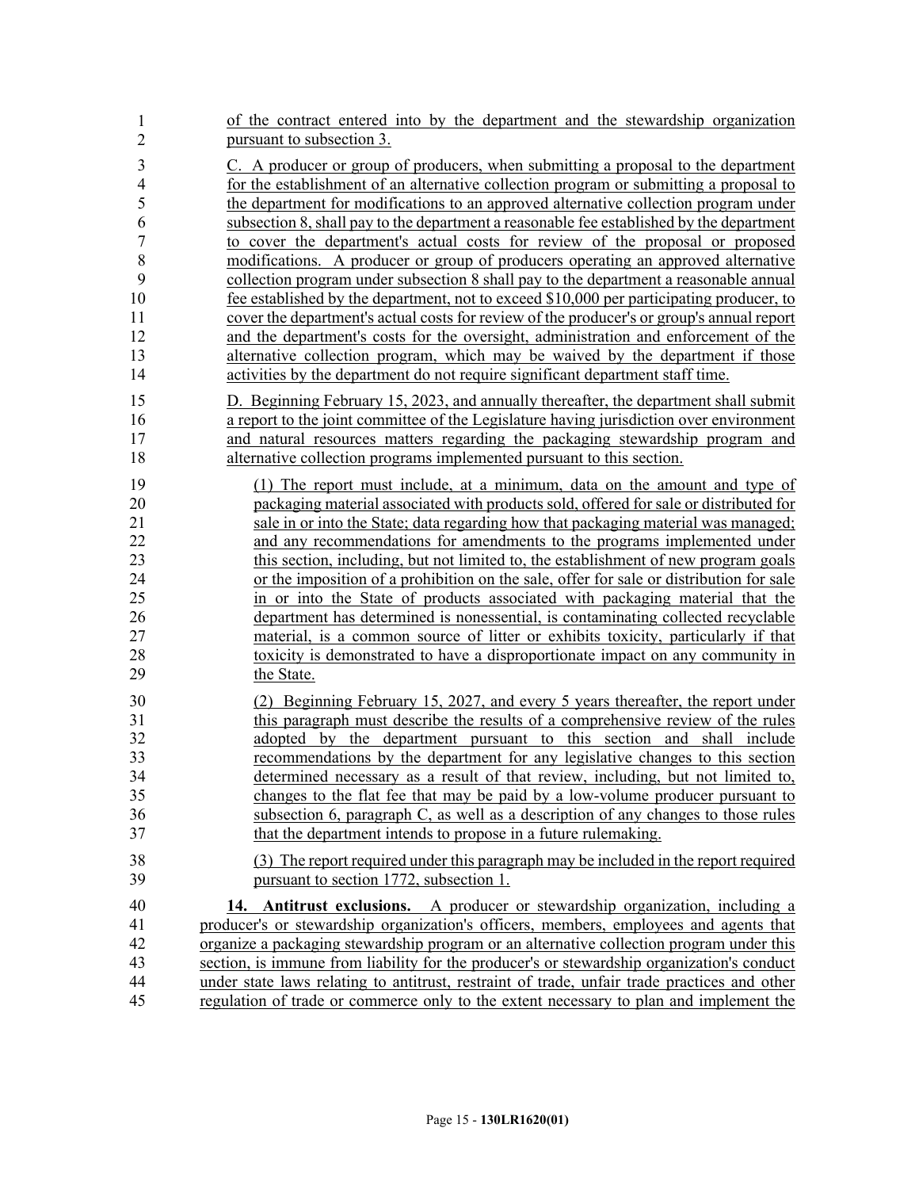of the contract entered into by the department and the stewardship organization pursuant to subsection 3.

C. A producer or group of producers, when submitting a proposal to the department for the establishment of an alternative collection program or submitting a proposal to the department for modifications to an approved alternative collection program under subsection 8, shall pay to the department a reasonable fee established by the department to cover the department's actual costs for review of the proposal or proposed modifications. A producer or group of producers operating an approved alternative collection program under subsection 8 shall pay to the department a reasonable annual fee established by the department, not to exceed $10,000 per participating producer, to cover the department's actual costs for review of the producer's or group's annual report and the department's costs for the oversight, administration and enforcement of the alternative collection program, which may be waived by the department if those activities by the department do not require significant department staff time.

D. Beginning February 15, 2023, and annually thereafter, the department shall submit a report to the joint committee of the Legislature having jurisdiction over environment and natural resources matters regarding the packaging stewardship program and alternative collection programs implemented pursuant to this section.

(1) The report must include, at a minimum, data on the amount and type of packaging material associated with products sold, offered for sale or distributed for sale in or into the State; data regarding how that packaging material was managed; and any recommendations for amendments to the programs implemented under this section, including, but not limited to, the establishment of new program goals or the imposition of a prohibition on the sale, offer for sale or distribution for sale in or into the State of products associated with packaging material that the department has determined is nonessential, is contaminating collected recyclable material, is a common source of litter or exhibits toxicity, particularly if that toxicity is demonstrated to have a disproportionate impact on any community in the State.

(2) Beginning February 15, 2027, and every 5 years thereafter, the report under this paragraph must describe the results of a comprehensive review of the rules adopted by the department pursuant to this section and shall include recommendations by the department for any legislative changes to this section determined necessary as a result of that review, including, but not limited to, changes to the flat fee that may be paid by a low-volume producer pursuant to subsection 6, paragraph C, as well as a description of any changes to those rules that the department intends to propose in a future rulemaking.

(3) The report required under this paragraph may be included in the report required pursuant to section 1772, subsection 1.

**14. Antitrust exclusions.** A producer or stewardship organization, including a producer's or stewardship organization's officers, members, employees and agents that organize a packaging stewardship program or an alternative collection program under this section, is immune from liability for the producer's or stewardship organization's conduct under state laws relating to antitrust, restraint of trade, unfair trade practices and other regulation of trade or commerce only to the extent necessary to plan and implement the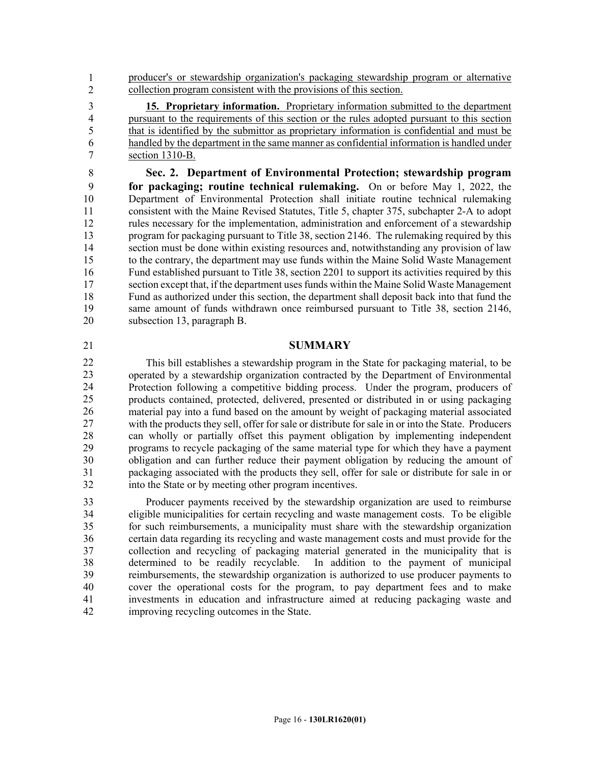producer's or stewardship organization's packaging stewardship program or alternative collection program consistent with the provisions of this section.

**15. Proprietary information.** Proprietary information submitted to the department pursuant to the requirements of this section or the rules adopted pursuant to this section that is identified by the submittor as proprietary information is confidential and must be handled by the department in the same manner as confidential information is handled under section 1310-B.

**Sec. 2. Department of Environmental Protection; stewardship program for packaging; routine technical rulemaking.** On or before May 1, 2022, the Department of Environmental Protection shall initiate routine technical rulemaking consistent with the Maine Revised Statutes, Title 5, chapter 375, subchapter 2-A to adopt rules necessary for the implementation, administration and enforcement of a stewardship program for packaging pursuant to Title 38, section 2146. The rulemaking required by this section must be done within existing resources and, notwithstanding any provision of law to the contrary, the department may use funds within the Maine Solid Waste Management Fund established pursuant to Title 38, section 2201 to support its activities required by this section except that, if the department uses funds within the Maine Solid Waste Management Fund as authorized under this section, the department shall deposit back into that fund the same amount of funds withdrawn once reimbursed pursuant to Title 38, section 2146, subsection 13, paragraph B.

## SUMMARY

This bill establishes a stewardship program in the State for packaging material, to be operated by a stewardship organization contracted by the Department of Environmental Protection following a competitive bidding process. Under the program, producers of products contained, protected, delivered, presented or distributed in or using packaging material pay into a fund based on the amount by weight of packaging material associated with the products they sell, offer for sale or distribute for sale in or into the State. Producers can wholly or partially offset this payment obligation by implementing independent programs to recycle packaging of the same material type for which they have a payment obligation and can further reduce their payment obligation by reducing the amount of packaging associated with the products they sell, offer for sale or distribute for sale in or into the State or by meeting other program incentives.

Producer payments received by the stewardship organization are used to reimburse eligible municipalities for certain recycling and waste management costs. To be eligible for such reimbursements, a municipality must share with the stewardship organization certain data regarding its recycling and waste management costs and must provide for the collection and recycling of packaging material generated in the municipality that is determined to be readily recyclable. In addition to the payment of municipal reimbursements, the stewardship organization is authorized to use producer payments to cover the operational costs for the program, to pay department fees and to make investments in education and infrastructure aimed at reducing packaging waste and improving recycling outcomes in the State.